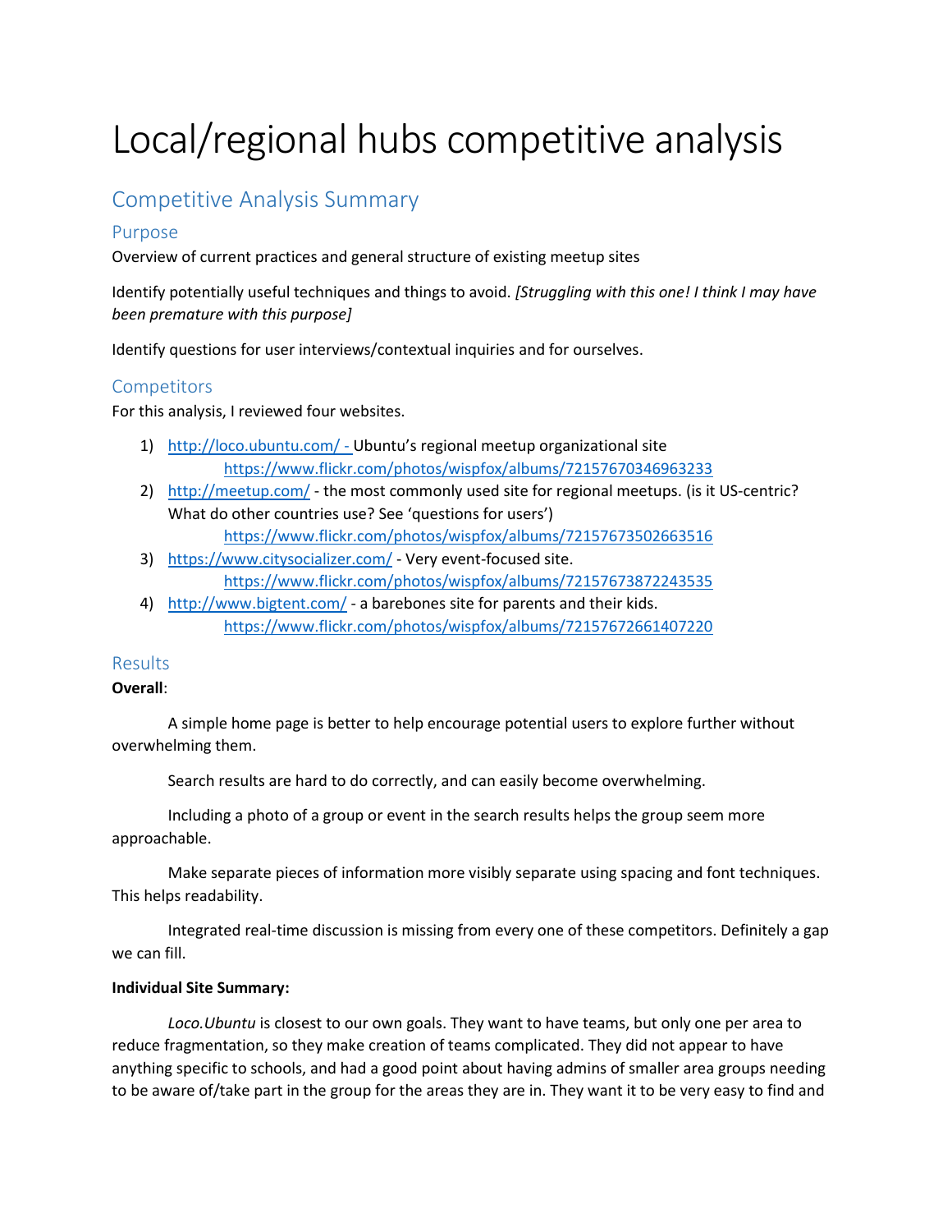# Local/regional hubs competitive analysis

## Competitive Analysis Summary

### Purpose

Overview of current practices and general structure of existing meetup sites

Identify potentially useful techniques and things to avoid. *[Struggling with this one! I think I may have been premature with this purpose]*

Identify questions for user interviews/contextual inquiries and for ourselves.

### Competitors

For this analysis, I reviewed four websites.

1) http://loco.ubuntu.com/ - Ubuntu's regional meetup organizational site
   https://www.flickr.com/photos/wispfox/albums/72157670346963233
2) http://meetup.com/ - the most commonly used site for regional meetups. (is it US-centric? What do other countries use? See 'questions for users')
   https://www.flickr.com/photos/wispfox/albums/72157673502663516
3) https://www.citysocializer.com/ - Very event-focused site.
   https://www.flickr.com/photos/wispfox/albums/72157673872243535
4) http://www.bigtent.com/ - a barebones site for parents and their kids.
   https://www.flickr.com/photos/wispfox/albums/72157672661407220

### Results

**Overall**:

A simple home page is better to help encourage potential users to explore further without overwhelming them.

Search results are hard to do correctly, and can easily become overwhelming.

Including a photo of a group or event in the search results helps the group seem more approachable.

Make separate pieces of information more visibly separate using spacing and font techniques. This helps readability.

Integrated real-time discussion is missing from every one of these competitors. Definitely a gap we can fill.

**Individual Site Summary:**

*Loco.Ubuntu* is closest to our own goals. They want to have teams, but only one per area to reduce fragmentation, so they make creation of teams complicated. They did not appear to have anything specific to schools, and had a good point about having admins of smaller area groups needing to be aware of/take part in the group for the areas they are in. They want it to be very easy to find and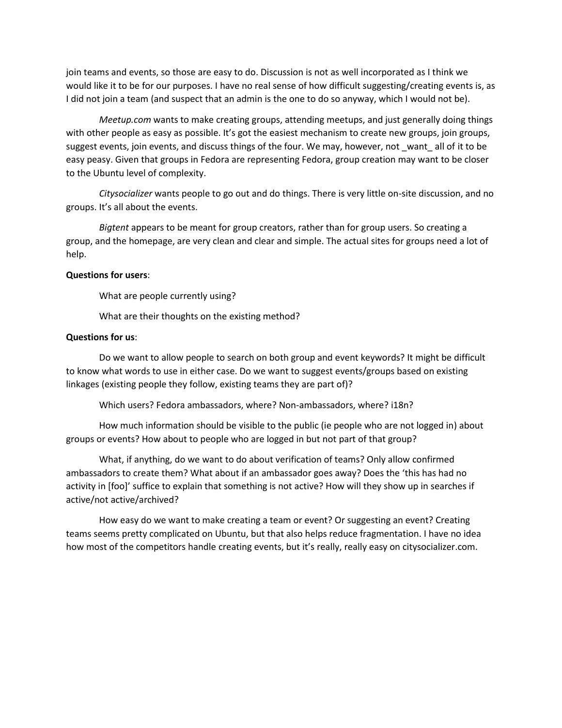join teams and events, so those are easy to do. Discussion is not as well incorporated as I think we would like it to be for our purposes. I have no real sense of how difficult suggesting/creating events is, as I did not join a team (and suspect that an admin is the one to do so anyway, which I would not be).

*Meetup.com* wants to make creating groups, attending meetups, and just generally doing things with other people as easy as possible. It's got the easiest mechanism to create new groups, join groups, suggest events, join events, and discuss things of the four. We may, however, not _want_ all of it to be easy peasy. Given that groups in Fedora are representing Fedora, group creation may want to be closer to the Ubuntu level of complexity.

*Citysocializer* wants people to go out and do things. There is very little on-site discussion, and no groups. It's all about the events.

*Bigtent* appears to be meant for group creators, rather than for group users. So creating a group, and the homepage, are very clean and clear and simple. The actual sites for groups need a lot of help.

**Questions for users**:

What are people currently using?

What are their thoughts on the existing method?

**Questions for us**:

Do we want to allow people to search on both group and event keywords? It might be difficult to know what words to use in either case. Do we want to suggest events/groups based on existing linkages (existing people they follow, existing teams they are part of)?

Which users? Fedora ambassadors, where? Non-ambassadors, where? i18n?

How much information should be visible to the public (ie people who are not logged in) about groups or events? How about to people who are logged in but not part of that group?

What, if anything, do we want to do about verification of teams? Only allow confirmed ambassadors to create them? What about if an ambassador goes away? Does the 'this has had no activity in [foo]' suffice to explain that something is not active? How will they show up in searches if active/not active/archived?

How easy do we want to make creating a team or event? Or suggesting an event? Creating teams seems pretty complicated on Ubuntu, but that also helps reduce fragmentation. I have no idea how most of the competitors handle creating events, but it's really, really easy on citysocializer.com.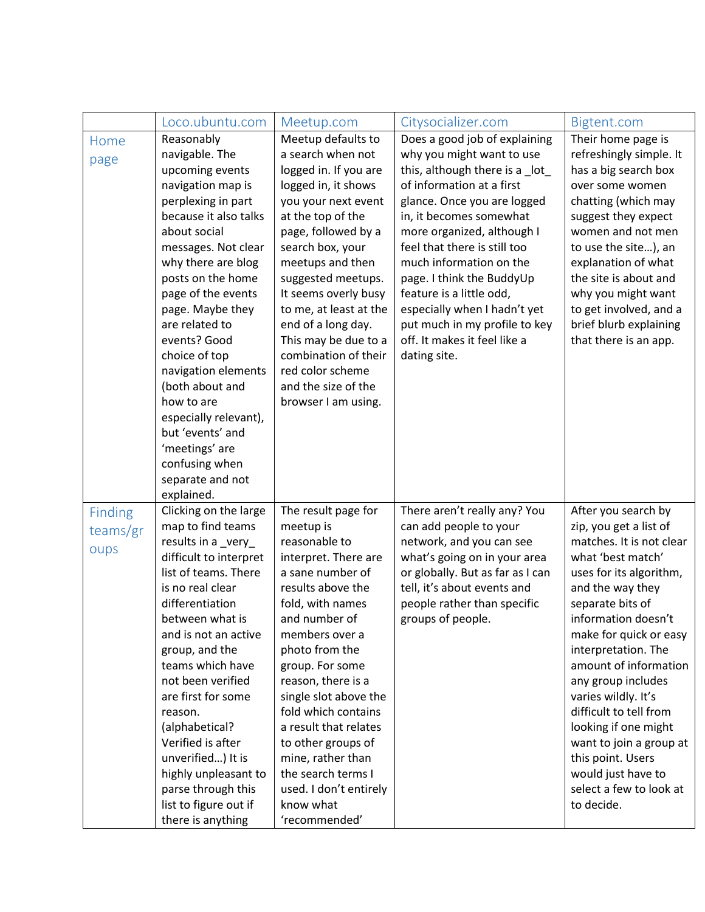| | Loco.ubuntu.com | Meetup.com | Citysocializer.com | Bigtent.com |
|---|---|---|---|---|
| Home page | Reasonably navigable. The upcoming events navigation map is perplexing in part because it also talks about social messages. Not clear why there are blog posts on the home page of the events page. Maybe they are related to events? Good choice of top navigation elements (both about and how to are especially relevant), but 'events' and 'meetings' are confusing when separate and not explained. | Meetup defaults to a search when not logged in. If you are logged in, it shows you your next event at the top of the page, followed by a search box, your meetups and then suggested meetups. It seems overly busy to me, at least at the end of a long day. This may be due to a combination of their red color scheme and the size of the browser I am using. | Does a good job of explaining why you might want to use this, although there is a _lot_ of information at a first glance. Once you are logged in, it becomes somewhat more organized, although I feel that there is still too much information on the page. I think the BuddyUp feature is a little odd, especially when I hadn't yet put much in my profile to key off. It makes it feel like a dating site. | Their home page is refreshingly simple. It has a big search box over some women chatting (which may suggest they expect women and not men to use the site…), an explanation of what the site is about and why you might want to get involved, and a brief blurb explaining that there is an app. |
| Finding teams/groups | Clicking on the large map to find teams results in a _very_ difficult to interpret list of teams. There is no real clear differentiation between what is and is not an active group, and the teams which have not been verified are first for some reason. (alphabetical? Verified is after unverified…) It is highly unpleasant to parse through this list to figure out if there is anything | The result page for meetup is reasonable to interpret. There are a sane number of results above the fold, with names and number of members over a photo from the group. For some reason, there is a single slot above the fold which contains a result that relates to other groups of mine, rather than the search terms I used. I don't entirely know what 'recommended' | There aren't really any? You can add people to your network, and you can see what's going on in your area or globally. But as far as I can tell, it's about events and people rather than specific groups of people. | After you search by zip, you get a list of matches. It is not clear what 'best match' uses for its algorithm, and the way they separate bits of information doesn't make for quick or easy interpretation. The amount of information any group includes varies wildly. It's difficult to tell from looking if one might want to join a group at this point. Users would just have to select a few to look at to decide. |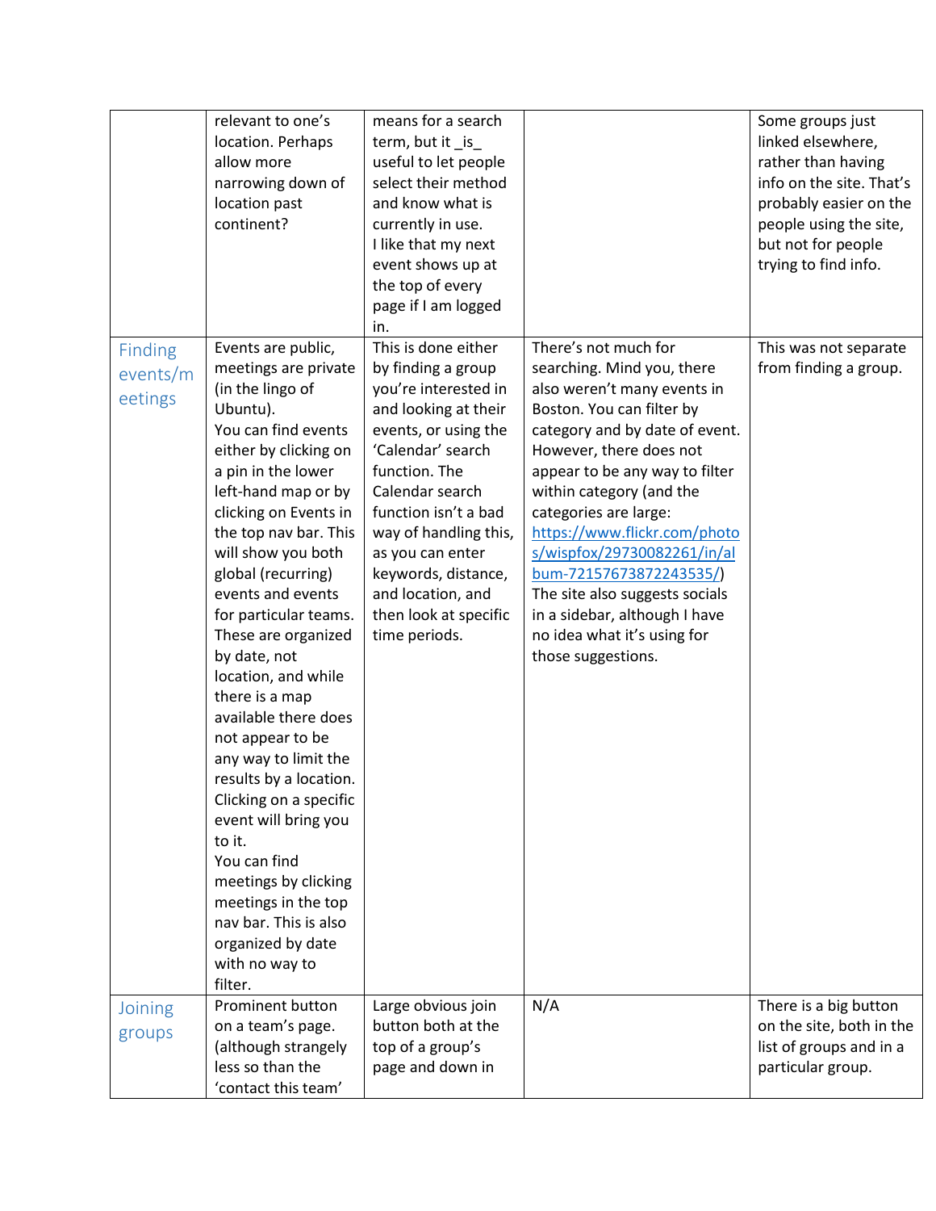| | | | | |
|---|---|---|---|---|
| | relevant to one's location. Perhaps allow more narrowing down of location past continent? | means for a search term, but it _is_ useful to let people select their method and know what is currently in use. I like that my next event shows up at the top of every page if I am logged in. | | Some groups just linked elsewhere, rather than having info on the site. That's probably easier on the people using the site, but not for people trying to find info. |
| Finding events/meetings | Events are public, meetings are private (in the lingo of Ubuntu). You can find events either by clicking on a pin in the lower left-hand map or by clicking on Events in the top nav bar. This will show you both global (recurring) events and events for particular teams. These are organized by date, not location, and while there is a map available there does not appear to be any way to limit the results by a location. Clicking on a specific event will bring you to it. You can find meetings by clicking meetings in the top nav bar. This is also organized by date with no way to filter. | This is done either by finding a group you're interested in and looking at their events, or using the 'Calendar' search function. The Calendar search function isn't a bad way of handling this, as you can enter keywords, distance, and location, and then look at specific time periods. | There's not much for searching. Mind you, there also weren't many events in Boston. You can filter by category and by date of event. However, there does not appear to be any way to filter within category (and the categories are large: https://www.flickr.com/photos/wispfox/29730082261/in/album-72157673872243535/) The site also suggests socials in a sidebar, although I have no idea what it's using for those suggestions. | This was not separate from finding a group. |
| Joining groups | Prominent button on a team's page. (although strangely less so than the 'contact this team' | Large obvious join button both at the top of a group's page and down in | N/A | There is a big button on the site, both in the list of groups and in a particular group. |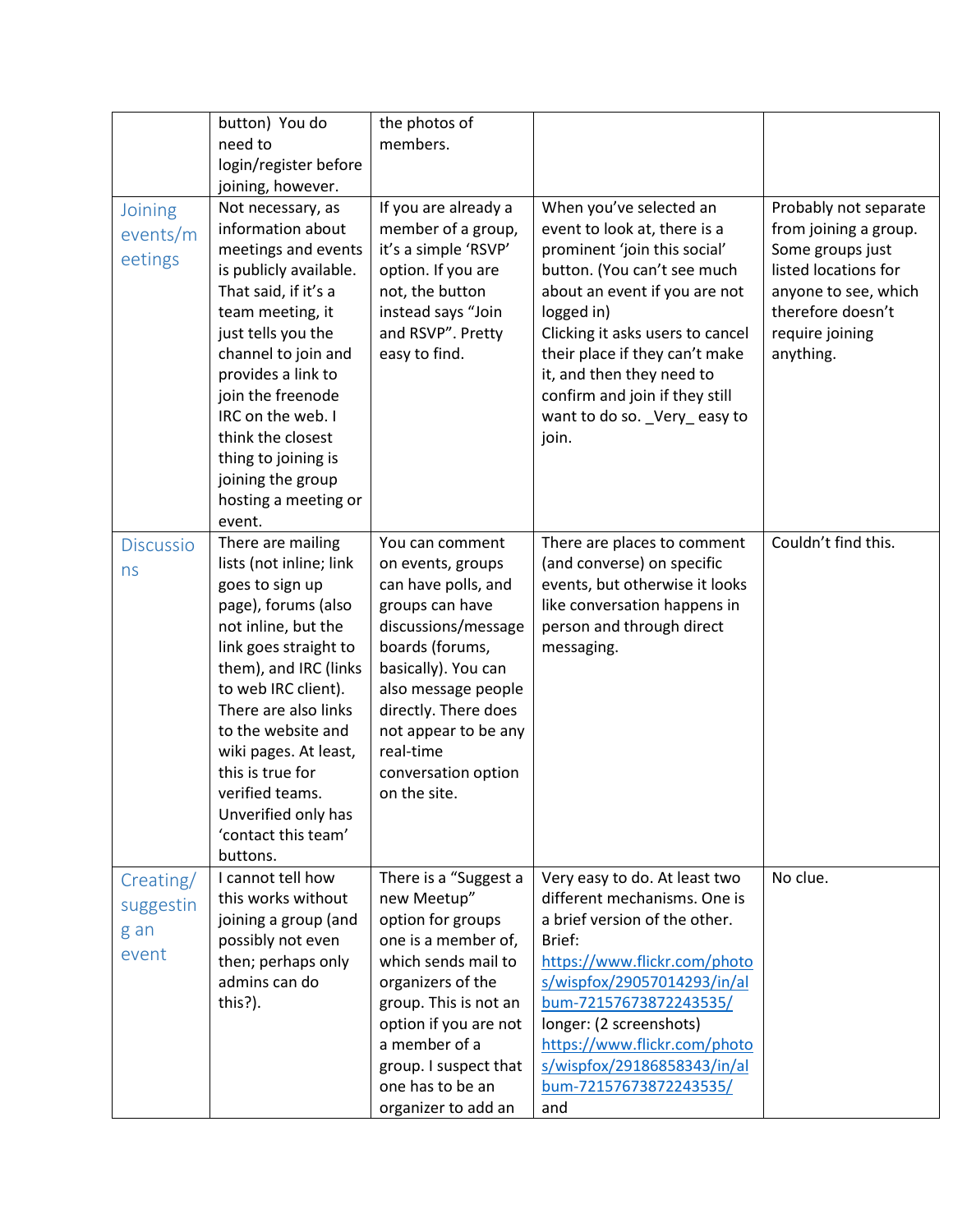| | | | | |
|---|---|---|---|---|
| | button) You do need to login/register before joining, however. | the photos of members. | | |
| Joining events/meetings | Not necessary, as information about meetings and events is publicly available. That said, if it's a team meeting, it just tells you the channel to join and provides a link to join the freenode IRC on the web. I think the closest thing to joining is joining the group hosting a meeting or event. | If you are already a member of a group, it's a simple 'RSVP' option. If you are not, the button instead says "Join and RSVP". Pretty easy to find. | When you've selected an event to look at, there is a prominent 'join this social' button. (You can't see much about an event if you are not logged in) Clicking it asks users to cancel their place if they can't make it, and then they need to confirm and join if they still want to do so. _Very_ easy to join. | Probably not separate from joining a group. Some groups just listed locations for anyone to see, which therefore doesn't require joining anything. |
| Discussions | There are mailing lists (not inline; link goes to sign up page), forums (also not inline, but the link goes straight to them), and IRC (links to web IRC client). There are also links to the website and wiki pages. At least, this is true for verified teams. Unverified only has 'contact this team' buttons. | You can comment on events, groups can have polls, and groups can have discussions/message boards (forums, basically). You can also message people directly. There does not appear to be any real-time conversation option on the site. | There are places to comment (and converse) on specific events, but otherwise it looks like conversation happens in person and through direct messaging. | Couldn't find this. |
| Creating/suggesting an event | I cannot tell how this works without joining a group (and possibly not even then; perhaps only admins can do this?). | There is a "Suggest a new Meetup" option for groups one is a member of, which sends mail to organizers of the group. This is not an option if you are not a member of a group. I suspect that one has to be an organizer to add an | Very easy to do. At least two different mechanisms. One is a brief version of the other. Brief: [https://www.flickr.com/photos/wispfox/29057014293/in/album-72157673872243535/](https://www.flickr.com/photos/wispfox/29057014293/in/album-72157673872243535/) longer: (2 screenshots) [https://www.flickr.com/photos/wispfox/29186858343/in/album-72157673872243535/](https://www.flickr.com/photos/wispfox/29186858343/in/album-72157673872243535/) and | No clue. |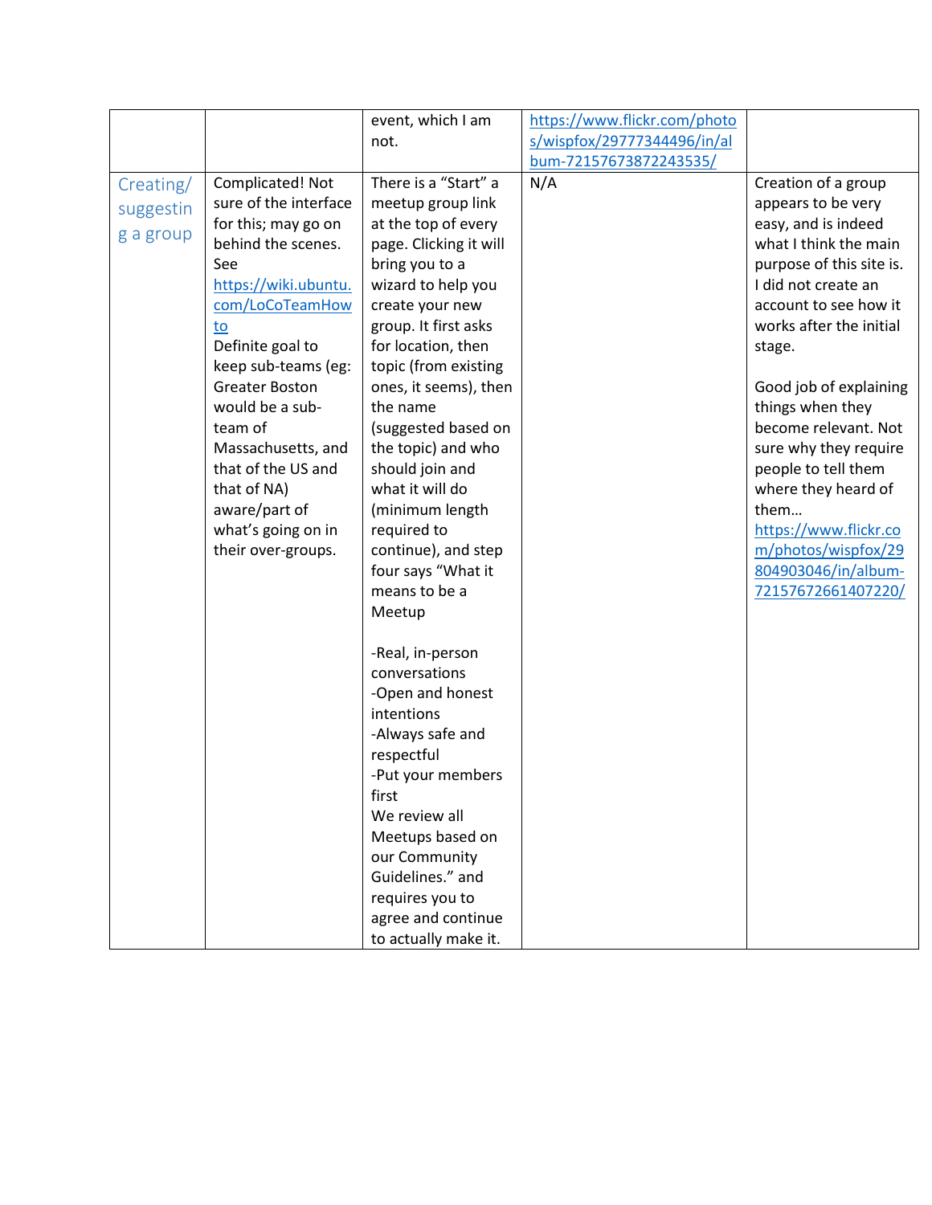| | | | | |
|---|---|---|---|---|
| | | event, which I am not. | https://www.flickr.com/photos/wispfox/29777344496/in/album-72157673872243535/ | |
| Creating/ suggesting a group | Complicated! Not sure of the interface for this; may go on behind the scenes. See https://wiki.ubuntu.com/LoCoTeamHowto Definite goal to keep sub-teams (eg: Greater Boston would be a sub-team of Massachusetts, and that of the US and that of NA) aware/part of what's going on in their over-groups. | There is a "Start" a meetup group link at the top of every page. Clicking it will bring you to a wizard to help you create your new group. It first asks for location, then topic (from existing ones, it seems), then the name (suggested based on the topic) and who should join and what it will do (minimum length required to continue), and step four says "What it means to be a Meetup<br><br>-Real, in-person conversations<br>-Open and honest intentions<br>-Always safe and respectful<br>-Put your members first<br>We review all Meetups based on our Community Guidelines." and requires you to agree and continue to actually make it. | N/A | Creation of a group appears to be very easy, and is indeed what I think the main purpose of this site is. I did not create an account to see how it works after the initial stage.<br><br>Good job of explaining things when they become relevant. Not sure why they require people to tell them where they heard of them… https://www.flickr.com/photos/wispfox/29804903046/in/album-72157672661407220/ |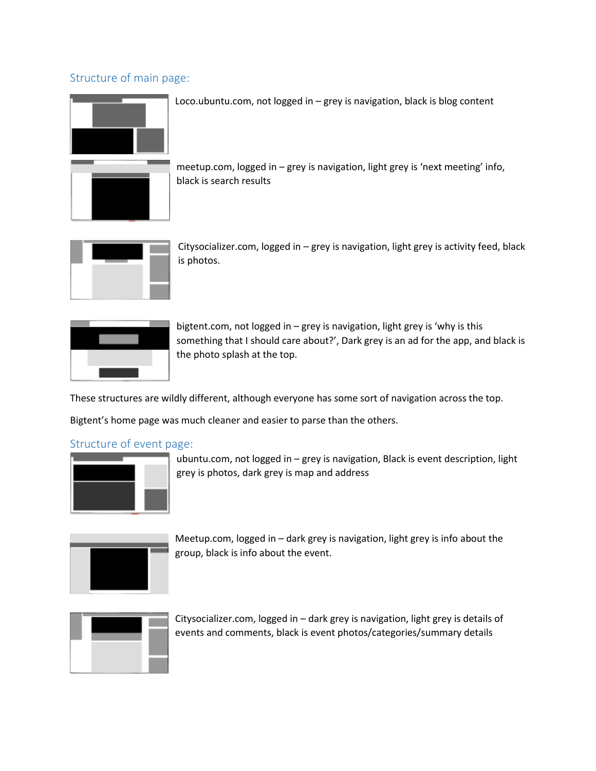## Structure of main page:

Loco.ubuntu.com, not logged in – grey is navigation, black is blog content

meetup.com, logged in – grey is navigation, light grey is 'next meeting' info, black is search results

Citysocializer.com, logged in – grey is navigation, light grey is activity feed, black is photos.

bigtent.com, not logged in – grey is navigation, light grey is 'why is this something that I should care about?', Dark grey is an ad for the app, and black is the photo splash at the top.

These structures are wildly different, although everyone has some sort of navigation across the top.

Bigtent's home page was much cleaner and easier to parse than the others.

## Structure of event page:

ubuntu.com, not logged in – grey is navigation, Black is event description, light grey is photos, dark grey is map and address

Meetup.com, logged in – dark grey is navigation, light grey is info about the group, black is info about the event.

Citysocializer.com, logged in – dark grey is navigation, light grey is details of events and comments, black is event photos/categories/summary details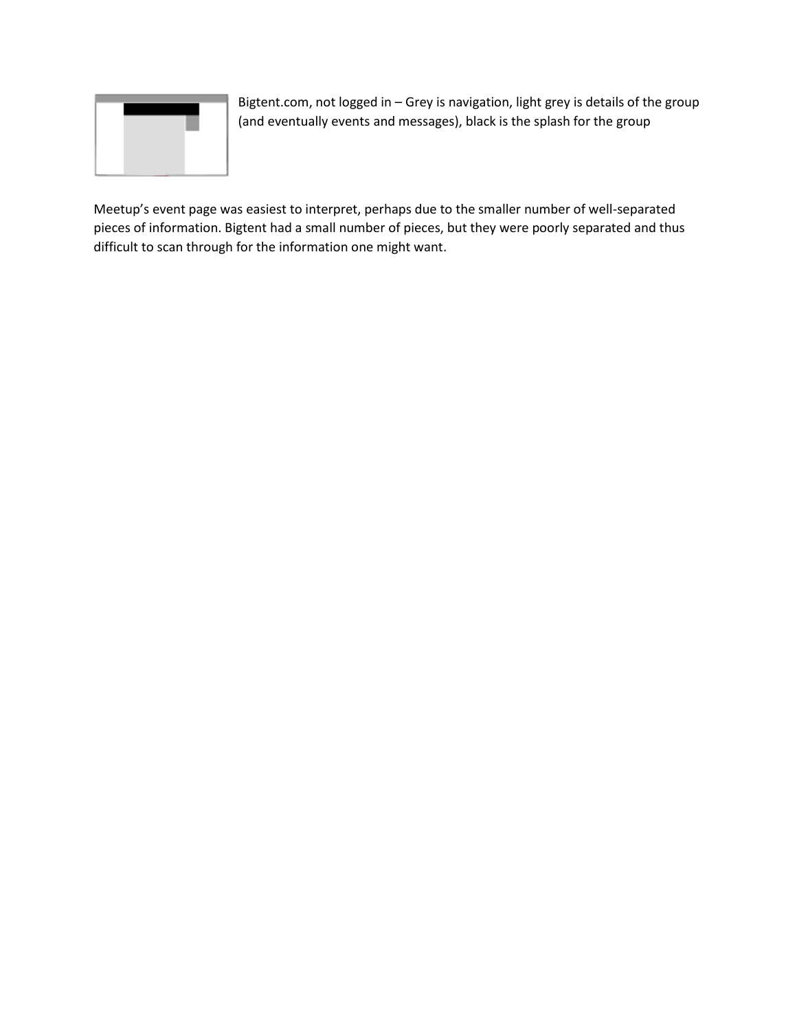Bigtent.com, not logged in – Grey is navigation, light grey is details of the group (and eventually events and messages), black is the splash for the group

Meetup's event page was easiest to interpret, perhaps due to the smaller number of well-separated pieces of information. Bigtent had a small number of pieces, but they were poorly separated and thus difficult to scan through for the information one might want.